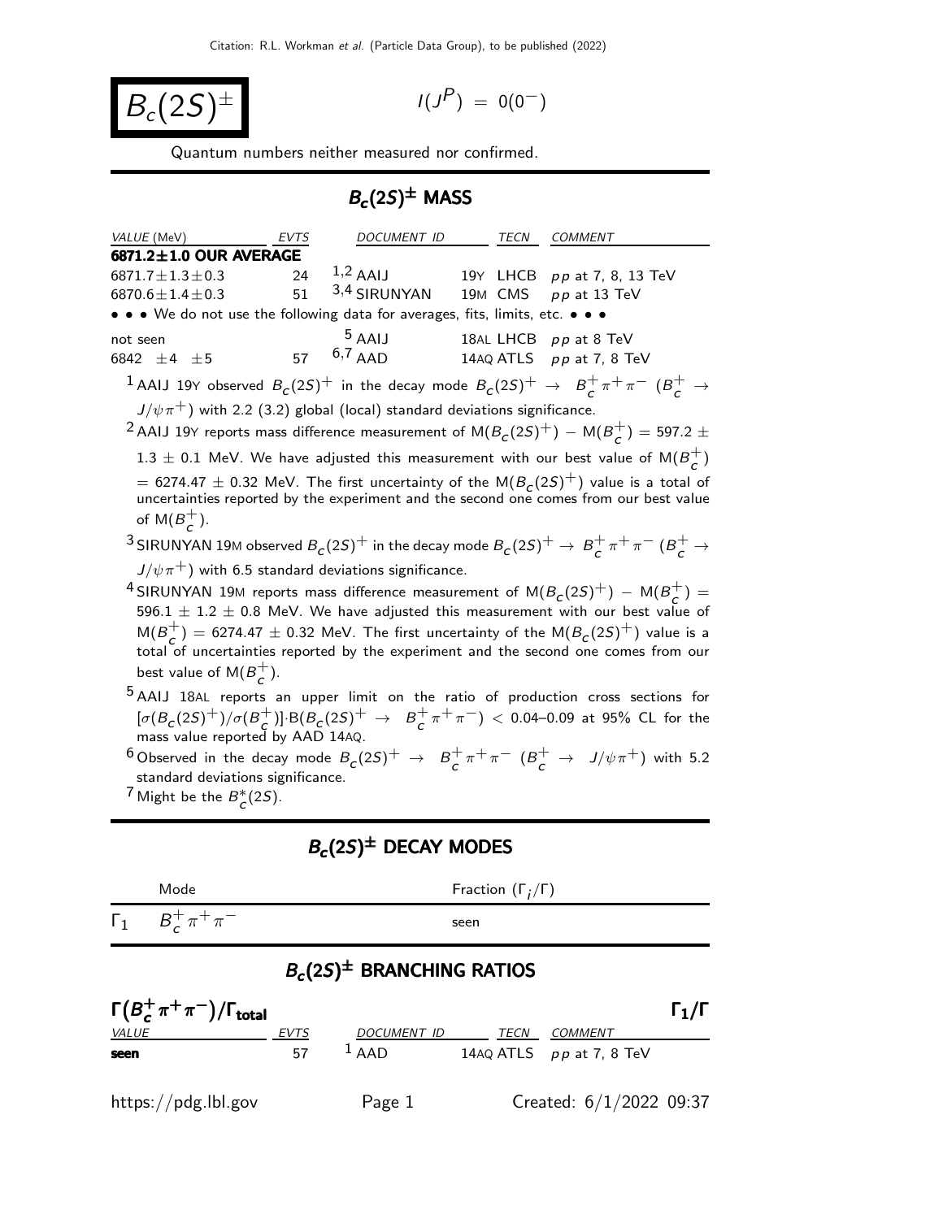# $B_c(2S)^\pm$

$I(J^P) = 0(0^-)$

Quantum numbers neither measured nor confirmed.

## $B_c(2S)^\pm$ MASS

| VALUE (MeV) | EVTS | DOCUMENT ID | TECN | COMMENT |
|---|---|---|---|---|
| **6871.2±1.0 OUR AVERAGE** | | | | |
| $6871.7 \pm 1.3 \pm 0.3$ | 24 | [1,2] AAIJ 19Y | LHCB | $pp$ at 7, 8, 13 TeV |
| $6870.6 \pm 1.4 \pm 0.3$ | 51 | [3,4] SIRUNYAN 19M | CMS | $pp$ at 13 TeV |
| • • • We do not use the following data for averages, fits, limits, etc. • • • | | | | |
| not seen | | [5] AAIJ 18AL | LHCB | $pp$ at 8 TeV |
| $6842 \pm 4 \pm 5$ | 57 | [6,7] AAD 14AQ | ATLS | $pp$ at 7, 8 TeV |

[1] AAIJ 19Y observed $B_c(2S)^+$ in the decay mode $B_c(2S)^+ \rightarrow B_c^+ \pi^+ \pi^-$ ($B_c^+ \rightarrow J/\psi \pi^+$) with 2.2 (3.2) global (local) standard deviations significance.

[2] AAIJ 19Y reports mass difference measurement of $\mathrm{M}(B_c(2S)^+) - \mathrm{M}(B_c^+) = 597.2 \pm 1.3 \pm 0.1$ MeV. We have adjusted this measurement with our best value of $\mathrm{M}(B_c^+) = 6274.47 \pm 0.32$ MeV. The first uncertainty of the $\mathrm{M}(B_c(2S)^+)$ value is a total of uncertainties reported by the experiment and the second one comes from our best value of $\mathrm{M}(B_c^+)$.

[3] SIRUNYAN 19M observed $B_c(2S)^+$ in the decay mode $B_c(2S)^+ \rightarrow B_c^+ \pi^+ \pi^-$ ($B_c^+ \rightarrow J/\psi \pi^+$) with 6.5 standard deviations significance.

[4] SIRUNYAN 19M reports mass difference measurement of $\mathrm{M}(B_c(2S)^+) - \mathrm{M}(B_c^+) = 596.1 \pm 1.2 \pm 0.8$ MeV. We have adjusted this measurement with our best value of $\mathrm{M}(B_c^+) = 6274.47 \pm 0.32$ MeV. The first uncertainty of the $\mathrm{M}(B_c(2S)^+)$ value is a total of uncertainties reported by the experiment and the second one comes from our best value of $\mathrm{M}(B_c^+)$.

[5] AAIJ 18AL reports an upper limit on the ratio of production cross sections for $[\sigma(B_c(2S)^+)/\sigma(B_c^+)] \cdot \mathrm{B}(B_c(2S)^+ \rightarrow B_c^+ \pi^+ \pi^-) < 0.04$–$0.09$ at 95% CL for the mass value reported by AAD 14AQ.

[6] Observed in the decay mode $B_c(2S)^+ \rightarrow B_c^+ \pi^+ \pi^-$ ($B_c^+ \rightarrow J/\psi \pi^+$) with 5.2 standard deviations significance.

[7] Might be the $B_c^*(2S)$.

## $B_c(2S)^\pm$ DECAY MODES

| | Mode | Fraction ($\Gamma_i/\Gamma$) |
|---|---|---|
| $\Gamma_1$ | $B_c^+ \pi^+ \pi^-$ | seen |

## $B_c(2S)^\pm$ BRANCHING RATIOS

**$\Gamma(B_c^+ \pi^+ \pi^-)/\Gamma_{\text{total}}$** $\qquad \Gamma_1/\Gamma$

| VALUE | EVTS | DOCUMENT ID | TECN | COMMENT |
|---|---|---|---|---|
| **seen** | 57 | [1] AAD 14AQ | ATLS | $pp$ at 7, 8 TeV |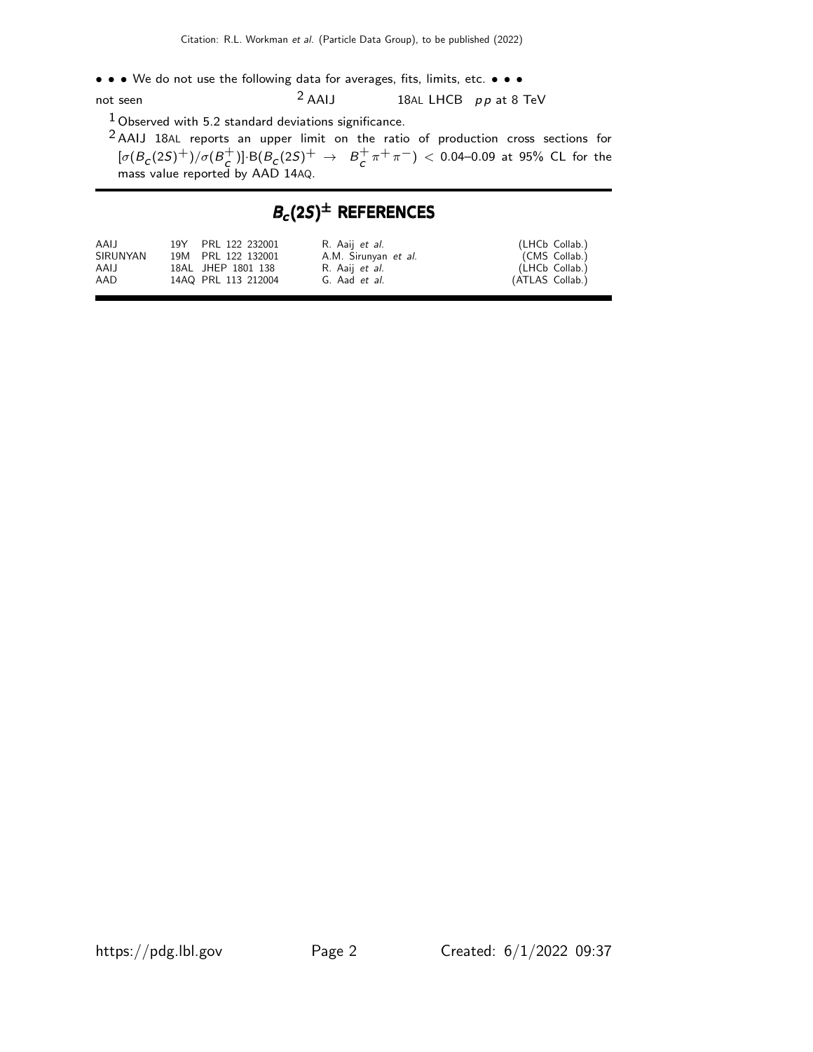• • • We do not use the following data for averages, fits, limits, etc. • • •

| | | | |
|---|---|---|---|
| not seen | [2] AAIJ | 18AL LHCB | $pp$ at 8 TeV |

[1] Observed with 5.2 standard deviations significance.

[2] AAIJ 18AL reports an upper limit on the ratio of production cross sections for $[\sigma(B_c(2S)^+)/\sigma(B_c^+)]\cdot B(B_c(2S)^+ \rightarrow B_c^+\pi^+\pi^-) < 0.04$–$0.09$ at 95% CL for the mass value reported by AAD 14AQ.

## $B_c(2S)^{\pm}$ REFERENCES

| | | | |
|---|---|---|---|
| AAIJ | 19Y PRL 122 232001 | R. Aaij *et al.* | (LHCb Collab.) |
| SIRUNYAN | 19M PRL 122 132001 | A.M. Sirunyan *et al.* | (CMS Collab.) |
| AAIJ | 18AL JHEP 1801 138 | R. Aaij *et al.* | (LHCb Collab.) |
| AAD | 14AQ PRL 113 212004 | G. Aad *et al.* | (ATLAS Collab.) |